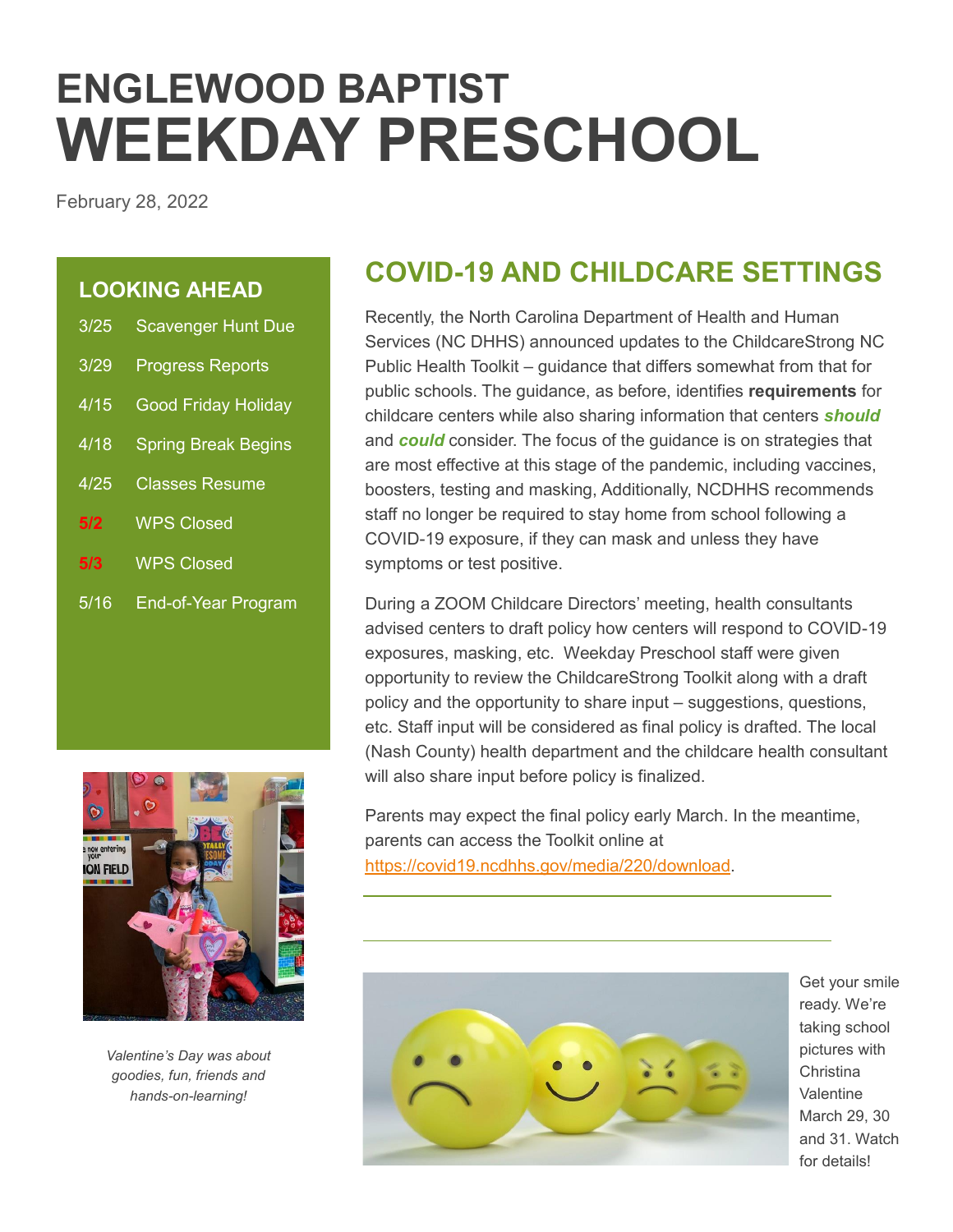# ENGLEWOOD BAPTIST
# WEEKDAY PRESCHOOL

February 28, 2022

## LOOKING AHEAD

| | |
|---|---|
| 3/25 | Scavenger Hunt Due |
| 3/29 | Progress Reports |
| 4/15 | Good Friday Holiday |
| 4/18 | Spring Break Begins |
| 4/25 | Classes Resume |
| 5/2 | WPS Closed |
| 5/3 | WPS Closed |
| 5/16 | End-of-Year Program |

*Valentine's Day was about goodies, fun, friends and hands-on-learning!*

## COVID-19 AND CHILDCARE SETTINGS

Recently, the North Carolina Department of Health and Human Services (NC DHHS) announced updates to the ChildcareStrong NC Public Health Toolkit – guidance that differs somewhat from that for public schools. The guidance, as before, identifies **requirements** for childcare centers while also sharing information that centers ***should*** and ***could*** consider. The focus of the guidance is on strategies that are most effective at this stage of the pandemic, including vaccines, boosters, testing and masking, Additionally, NCDHHS recommends staff no longer be required to stay home from school following a COVID-19 exposure, if they can mask and unless they have symptoms or test positive.

During a ZOOM Childcare Directors' meeting, health consultants advised centers to draft policy how centers will respond to COVID-19 exposures, masking, etc. Weekday Preschool staff were given opportunity to review the ChildcareStrong Toolkit along with a draft policy and the opportunity to share input – suggestions, questions, etc. Staff input will be considered as final policy is drafted. The local (Nash County) health department and the childcare health consultant will also share input before policy is finalized.

Parents may expect the final policy early March. In the meantime, parents can access the Toolkit online at https://covid19.ncdhhs.gov/media/220/download.

---

Get your smile ready. We're taking school pictures with Christina Valentine March 29, 30 and 31. Watch for details!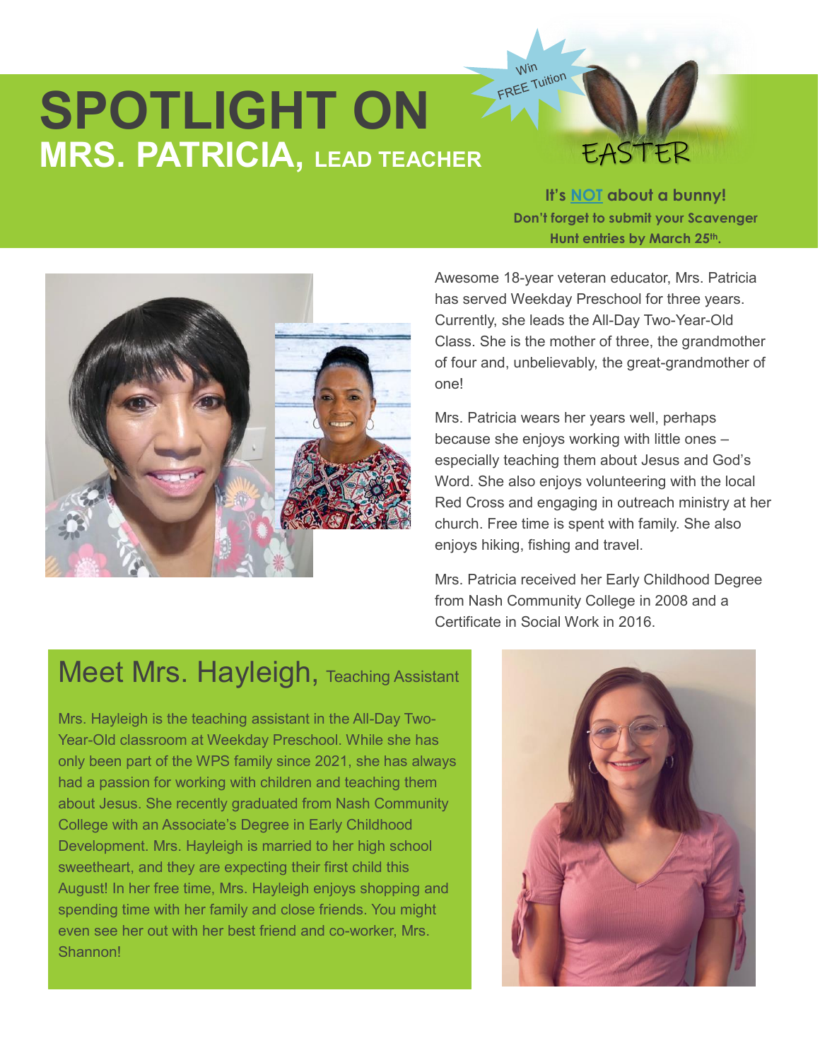# SPOTLIGHT ON
## MRS. PATRICIA, LEAD TEACHER

Win FREE Tuition

EASTER

**It's NOT about a bunny!**
**Don't forget to submit your Scavenger Hunt entries by March 25th.**

Awesome 18-year veteran educator, Mrs. Patricia has served Weekday Preschool for three years. Currently, she leads the All-Day Two-Year-Old Class. She is the mother of three, the grandmother of four and, unbelievably, the great-grandmother of one!

Mrs. Patricia wears her years well, perhaps because she enjoys working with little ones – especially teaching them about Jesus and God's Word. She also enjoys volunteering with the local Red Cross and engaging in outreach ministry at her church. Free time is spent with family. She also enjoys hiking, fishing and travel.

Mrs. Patricia received her Early Childhood Degree from Nash Community College in 2008 and a Certificate in Social Work in 2016.

## Meet Mrs. Hayleigh, Teaching Assistant

Mrs. Hayleigh is the teaching assistant in the All-Day Two-Year-Old classroom at Weekday Preschool. While she has only been part of the WPS family since 2021, she has always had a passion for working with children and teaching them about Jesus. She recently graduated from Nash Community College with an Associate's Degree in Early Childhood Development. Mrs. Hayleigh is married to her high school sweetheart, and they are expecting their first child this August! In her free time, Mrs. Hayleigh enjoys shopping and spending time with her family and close friends. You might even see her out with her best friend and co-worker, Mrs. Shannon!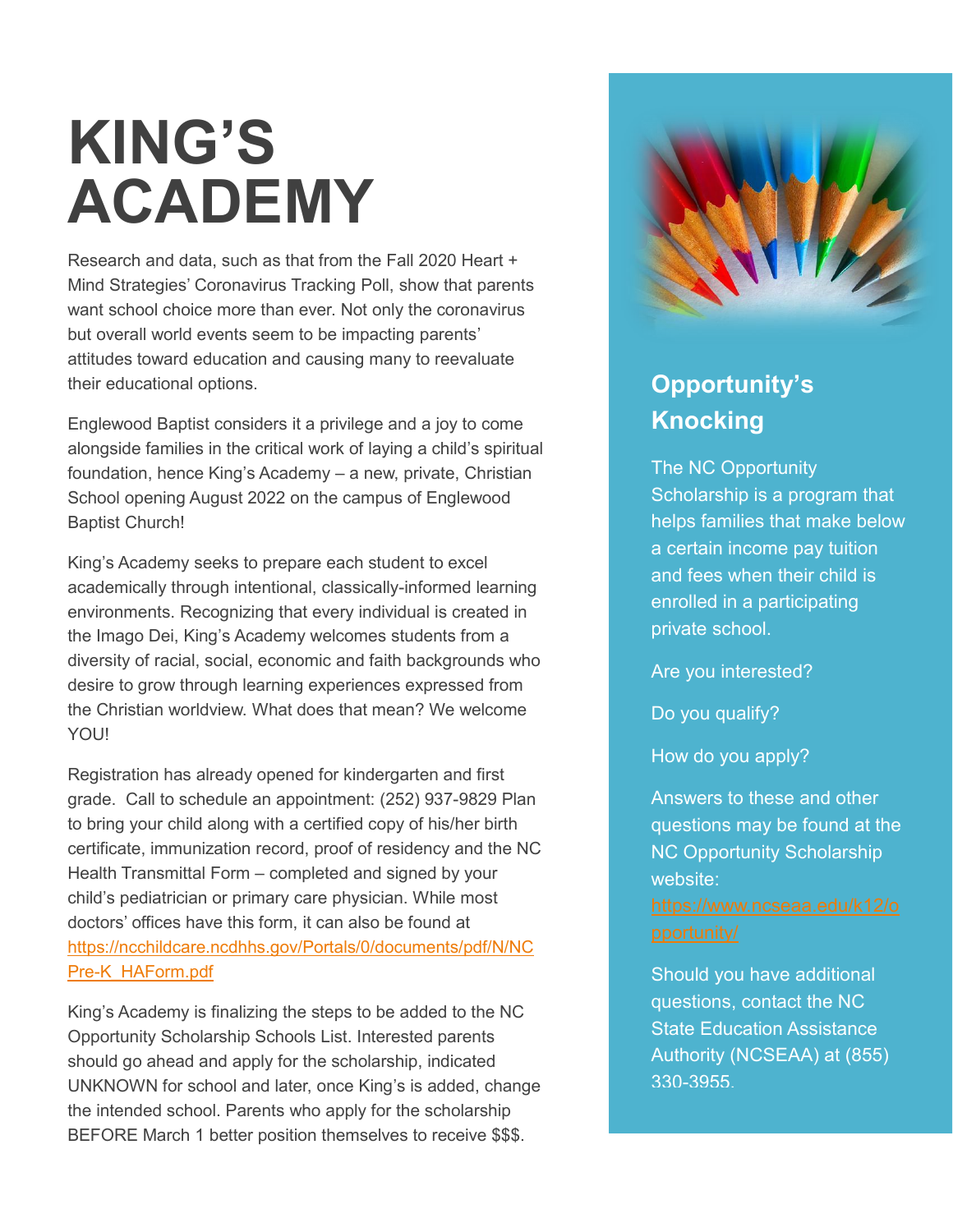# KING'S ACADEMY

Research and data, such as that from the Fall 2020 Heart + Mind Strategies' Coronavirus Tracking Poll, show that parents want school choice more than ever. Not only the coronavirus but overall world events seem to be impacting parents' attitudes toward education and causing many to reevaluate their educational options.

Englewood Baptist considers it a privilege and a joy to come alongside families in the critical work of laying a child's spiritual foundation, hence King's Academy – a new, private, Christian School opening August 2022 on the campus of Englewood Baptist Church!

King's Academy seeks to prepare each student to excel academically through intentional, classically-informed learning environments. Recognizing that every individual is created in the Imago Dei, King's Academy welcomes students from a diversity of racial, social, economic and faith backgrounds who desire to grow through learning experiences expressed from the Christian worldview. What does that mean? We welcome YOU!

Registration has already opened for kindergarten and first grade. Call to schedule an appointment: (252) 937-9829 Plan to bring your child along with a certified copy of his/her birth certificate, immunization record, proof of residency and the NC Health Transmittal Form – completed and signed by your child's pediatrician or primary care physician. While most doctors' offices have this form, it can also be found at https://ncchildcare.ncdhhs.gov/Portals/0/documents/pdf/N/NC Pre-K_HAForm.pdf

King's Academy is finalizing the steps to be added to the NC Opportunity Scholarship Schools List. Interested parents should go ahead and apply for the scholarship, indicated UNKNOWN for school and later, once King's is added, change the intended school. Parents who apply for the scholarship BEFORE March 1 better position themselves to receive $$$.

## Opportunity's Knocking

The NC Opportunity Scholarship is a program that helps families that make below a certain income pay tuition and fees when their child is enrolled in a participating private school.

Are you interested?

Do you qualify?

How do you apply?

Answers to these and other questions may be found at the NC Opportunity Scholarship website: https://www.ncseaa.edu/k12/opportunity/

Should you have additional questions, contact the NC State Education Assistance Authority (NCSEAA) at (855) 330-3955.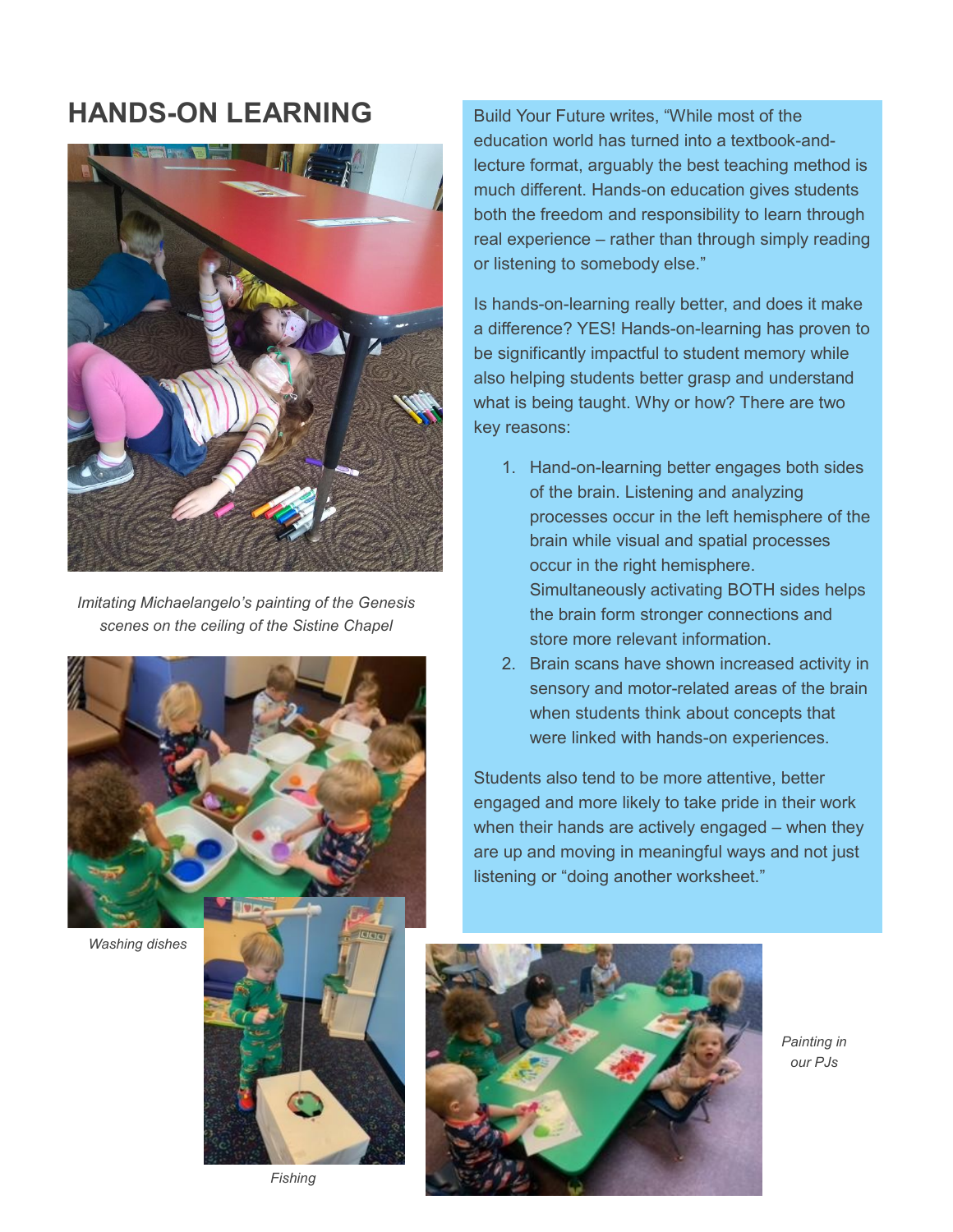# HANDS-ON LEARNING

*Imitating Michaelangelo's painting of the Genesis scenes on the ceiling of the Sistine Chapel*

Build Your Future writes, "While most of the education world has turned into a textbook-and-lecture format, arguably the best teaching method is much different. Hands-on education gives students both the freedom and responsibility to learn through real experience – rather than through simply reading or listening to somebody else."

Is hands-on-learning really better, and does it make a difference? YES! Hands-on-learning has proven to be significantly impactful to student memory while also helping students better grasp and understand what is being taught. Why or how? There are two key reasons:

1. Hand-on-learning better engages both sides of the brain. Listening and analyzing processes occur in the left hemisphere of the brain while visual and spatial processes occur in the right hemisphere. Simultaneously activating BOTH sides helps the brain form stronger connections and store more relevant information.
2. Brain scans have shown increased activity in sensory and motor-related areas of the brain when students think about concepts that were linked with hands-on experiences.

Students also tend to be more attentive, better engaged and more likely to take pride in their work when their hands are actively engaged – when they are up and moving in meaningful ways and not just listening or "doing another worksheet."

*Washing dishes*

*Fishing*

*Painting in our PJs*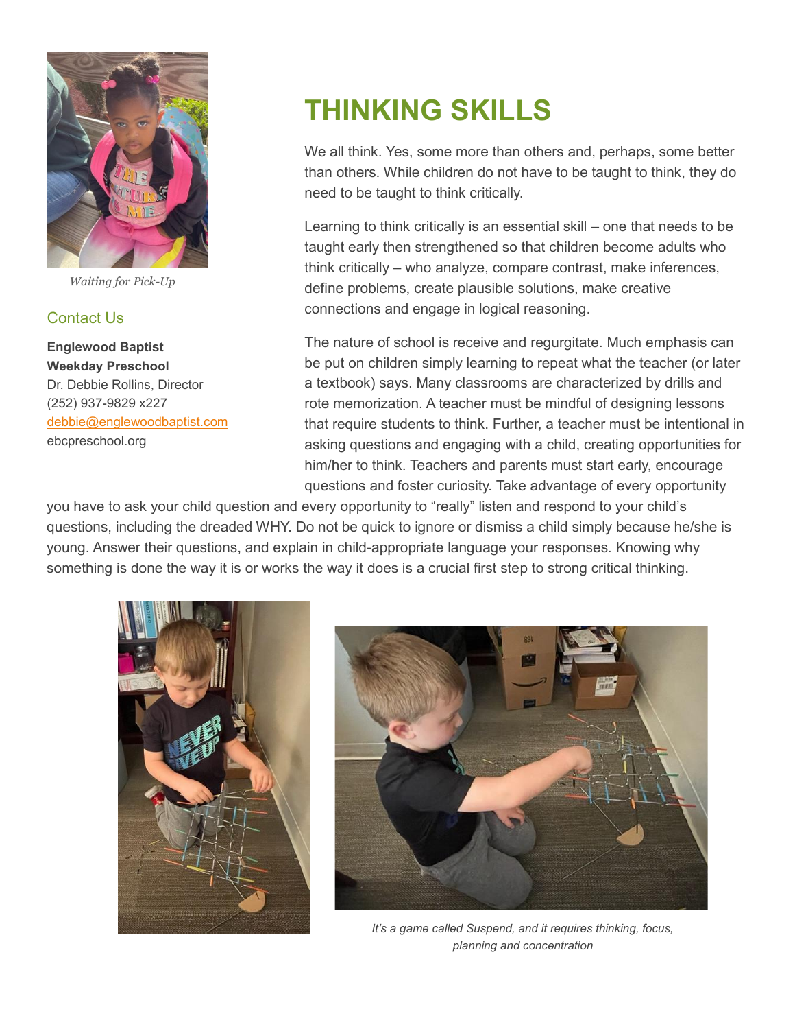*Waiting for Pick-Up*

## Contact Us

**Englewood Baptist Weekday Preschool**
Dr. Debbie Rollins, Director
(252) 937-9829 x227
debbie@englewoodbaptist.com
ebcpreschool.org

# THINKING SKILLS

We all think. Yes, some more than others and, perhaps, some better than others. While children do not have to be taught to think, they do need to be taught to think critically.

Learning to think critically is an essential skill – one that needs to be taught early then strengthened so that children become adults who think critically – who analyze, compare contrast, make inferences, define problems, create plausible solutions, make creative connections and engage in logical reasoning.

The nature of school is receive and regurgitate. Much emphasis can be put on children simply learning to repeat what the teacher (or later a textbook) says. Many classrooms are characterized by drills and rote memorization. A teacher must be mindful of designing lessons that require students to think. Further, a teacher must be intentional in asking questions and engaging with a child, creating opportunities for him/her to think. Teachers and parents must start early, encourage questions and foster curiosity. Take advantage of every opportunity you have to ask your child question and every opportunity to "really" listen and respond to your child's questions, including the dreaded WHY. Do not be quick to ignore or dismiss a child simply because he/she is young. Answer their questions, and explain in child-appropriate language your responses. Knowing why something is done the way it is or works the way it does is a crucial first step to strong critical thinking.

*It's a game called Suspend, and it requires thinking, focus, planning and concentration*